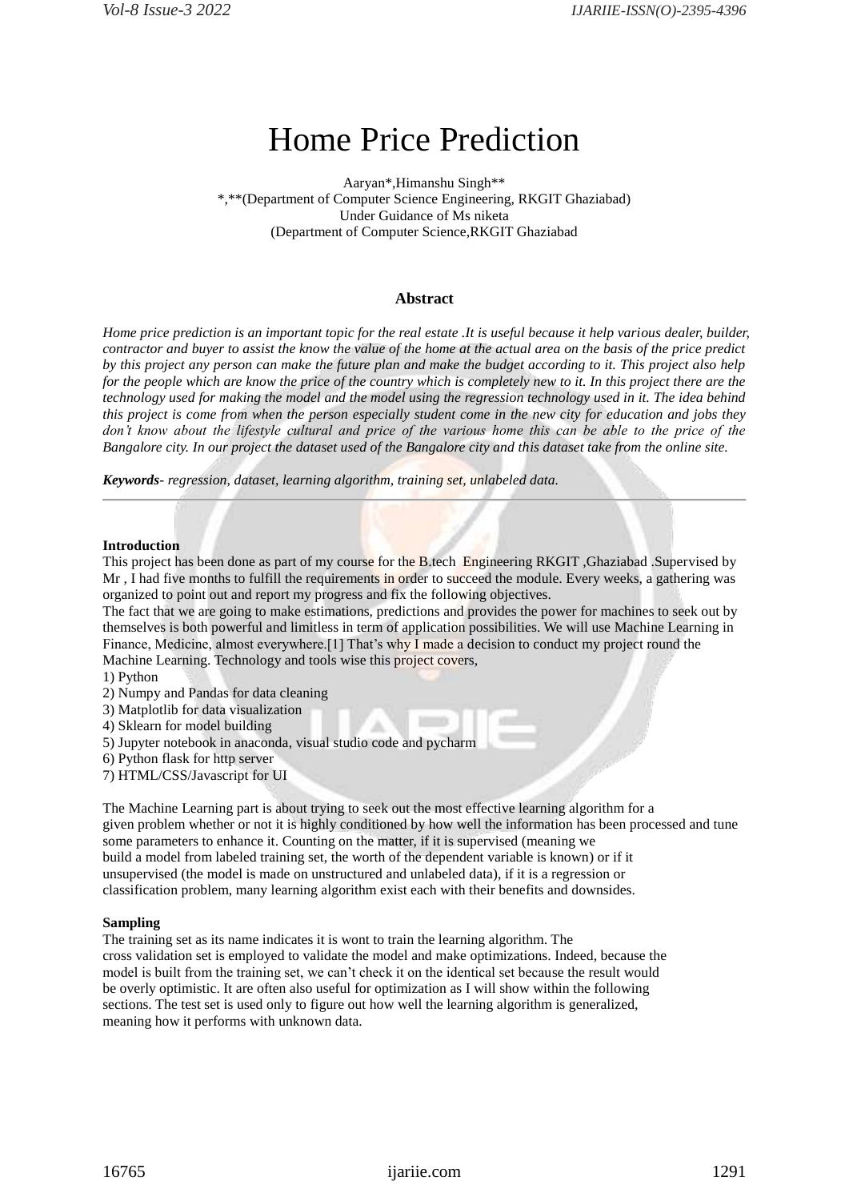# Home Price Prediction

Aaryan*,Himanshu Singh**
*,**(Department of Computer Science Engineering, RKGIT Ghaziabad)
Under Guidance of Ms niketa
(Department of Computer Science,RKGIT Ghaziabad

### Abstract

*Home price prediction is an important topic for the real estate .It is useful because it help various dealer, builder, contractor and buyer to assist the know the value of the home at the actual area on the basis of the price predict by this project any person can make the future plan and make the budget according to it. This project also help for the people which are know the price of the country which is completely new to it. In this project there are the technology used for making the model and the model using the regression technology used in it. The idea behind this project is come from when the person especially student come in the new city for education and jobs they don't know about the lifestyle cultural and price of the various home this can be able to the price of the Bangalore city. In our project the dataset used of the Bangalore city and this dataset take from the online site.*

***Keywords**- regression, dataset, learning algorithm, training set, unlabeled data.*

---

**Introduction**

This project has been done as part of my course for the B.tech Engineering RKGIT ,Ghaziabad .Supervised by Mr , I had five months to fulfill the requirements in order to succeed the module. Every weeks, a gathering was organized to point out and report my progress and fix the following objectives.

The fact that we are going to make estimations, predictions and provides the power for machines to seek out by themselves is both powerful and limitless in term of application possibilities. We will use Machine Learning in Finance, Medicine, almost everywhere.[1] That's why I made a decision to conduct my project round the Machine Learning. Technology and tools wise this project covers,

1) Python
2) Numpy and Pandas for data cleaning
3) Matplotlib for data visualization
4) Sklearn for model building
5) Jupyter notebook in anaconda, visual studio code and pycharm
6) Python flask for http server
7) HTML/CSS/Javascript for UI

The Machine Learning part is about trying to seek out the most effective learning algorithm for a given problem whether or not it is highly conditioned by how well the information has been processed and tune some parameters to enhance it. Counting on the matter, if it is supervised (meaning we build a model from labeled training set, the worth of the dependent variable is known) or if it unsupervised (the model is made on unstructured and unlabeled data), if it is a regression or classification problem, many learning algorithm exist each with their benefits and downsides.

**Sampling**

The training set as its name indicates it is wont to train the learning algorithm. The cross validation set is employed to validate the model and make optimizations. Indeed, because the model is built from the training set, we can't check it on the identical set because the result would be overly optimistic. It are often also useful for optimization as I will show within the following sections. The test set is used only to figure out how well the learning algorithm is generalized, meaning how it performs with unknown data.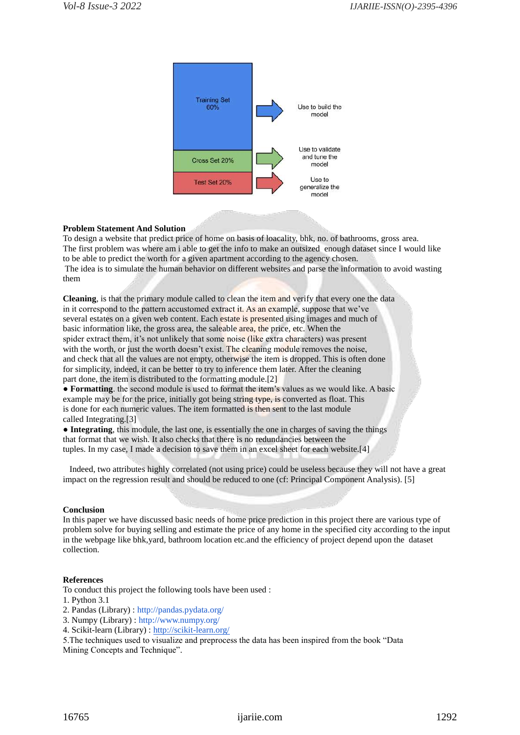Training Set 60%

Use to build the model

Cross Set 20%

Use to validate and tune the model

Test Set 20%

Use to generalize the model

**Problem Statement And Solution**

To design a website that predict price of home on basis of loacality, bhk, no. of bathrooms, gross area.
The first problem was where am i able to get the info to make an outsized enough dataset since I would like to be able to predict the worth for a given apartment according to the agency chosen.
The idea is to simulate the human behavior on different websites and parse the information to avoid wasting them

**Cleaning**, is that the primary module called to clean the item and verify that every one the data in it correspond to the pattern accustomed extract it. As an example, suppose that we've several estates on a given web content. Each estate is presented using images and much of basic information like, the gross area, the saleable area, the price, etc. When the spider extract them, it's not unlikely that some noise (like extra characters) was present with the worth, or just the worth doesn't exist. The cleaning module removes the noise, and check that all the values are not empty, otherwise the item is dropped. This is often done for simplicity, indeed, it can be better to try to inference them later. After the cleaning part done, the item is distributed to the formatting module.[2]

● **Formatting**. the second module is used to format the item's values as we would like. A basic example may be for the price, initially got being string type, is converted as float. This is done for each numeric values. The item formatted is then sent to the last module called Integrating.[3]

● **Integrating**, this module, the last one, is essentially the one in charges of saving the things that format that we wish. It also checks that there is no redundancies between the tuples. In my case, I made a decision to save them in an excel sheet for each website.[4]

Indeed, two attributes highly correlated (not using price) could be useless because they will not have a great impact on the regression result and should be reduced to one (cf: Principal Component Analysis). [5]

**Conclusion**

In this paper we have discussed basic needs of home price prediction in this project there are various type of problem solve for buying selling and estimate the price of any home in the specified city according to the input in the webpage like bhk,yard, bathroom location etc.and the efficiency of project depend upon the dataset collection.

**References**

To conduct this project the following tools have been used :

1. Python 3.1
2. Pandas (Library) : http://pandas.pydata.org/
3. Numpy (Library) : http://www.numpy.org/
4. Scikit-learn (Library) : http://scikit-learn.org/
5. The techniques used to visualize and preprocess the data has been inspired from the book "Data Mining Concepts and Technique".